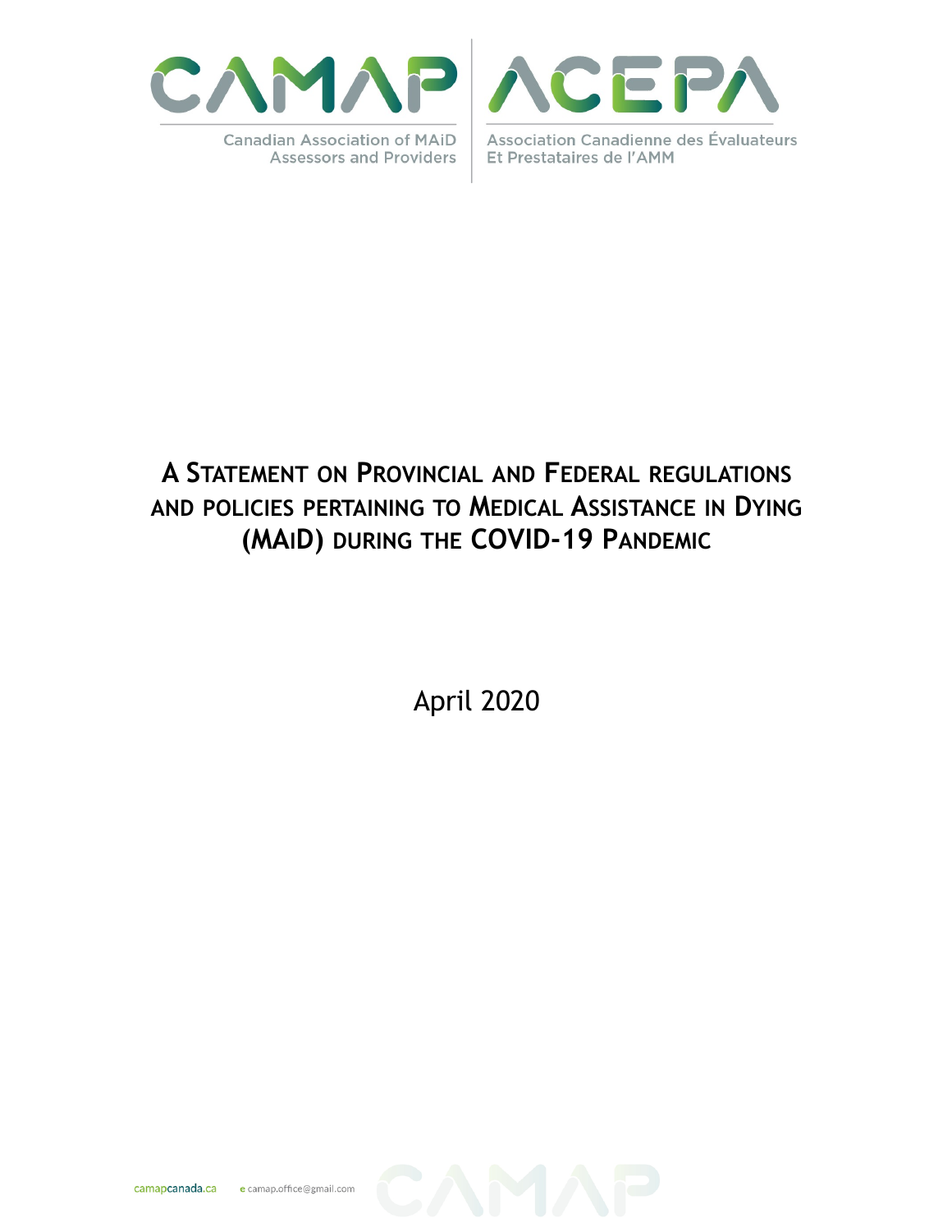CAMAP ACEPA

Canadian Association of MAiD Assessors and Providers

Association Canadienne des Évaluateurs Et Prestataires de l'AMM

# A Statement on Provincial and Federal regulations and policies pertaining to Medical Assistance in Dying (MAiD) during the COVID-19 Pandemic

April 2020

camapcanada.ca e camap.office@gmail.com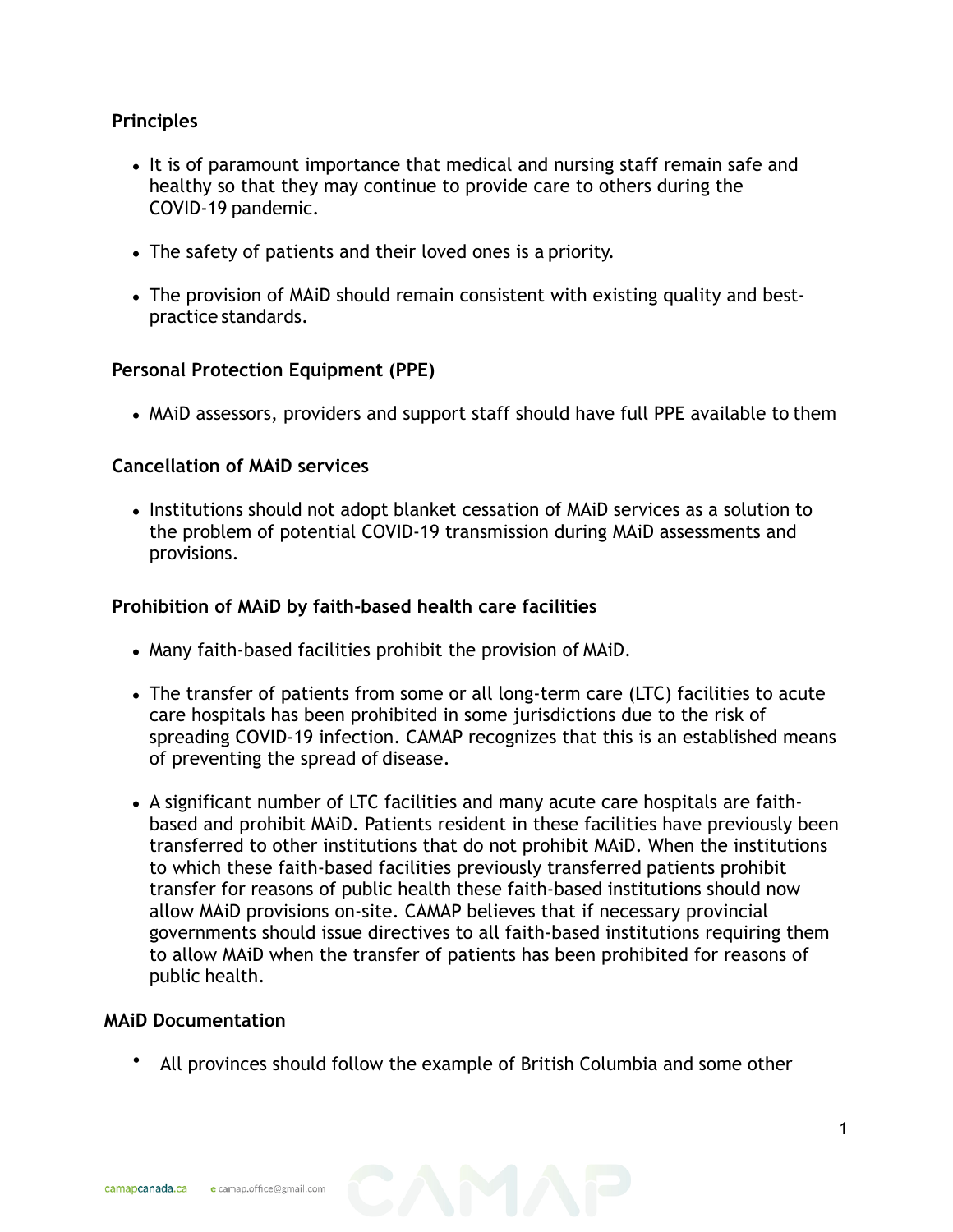## Principles

- It is of paramount importance that medical and nursing staff remain safe and healthy so that they may continue to provide care to others during the COVID-19 pandemic.
- The safety of patients and their loved ones is a priority.
- The provision of MAiD should remain consistent with existing quality and best-practice standards.

## Personal Protection Equipment (PPE)

- MAiD assessors, providers and support staff should have full PPE available to them

## Cancellation of MAiD services

- Institutions should not adopt blanket cessation of MAiD services as a solution to the problem of potential COVID-19 transmission during MAiD assessments and provisions.

## Prohibition of MAiD by faith-based health care facilities

- Many faith-based facilities prohibit the provision of MAiD.
- The transfer of patients from some or all long-term care (LTC) facilities to acute care hospitals has been prohibited in some jurisdictions due to the risk of spreading COVID-19 infection. CAMAP recognizes that this is an established means of preventing the spread of disease.
- A significant number of LTC facilities and many acute care hospitals are faith-based and prohibit MAiD. Patients resident in these facilities have previously been transferred to other institutions that do not prohibit MAiD. When the institutions to which these faith-based facilities previously transferred patients prohibit transfer for reasons of public health these faith-based institutions should now allow MAiD provisions on-site. CAMAP believes that if necessary provincial governments should issue directives to all faith-based institutions requiring them to allow MAiD when the transfer of patients has been prohibited for reasons of public health.

## MAiD Documentation

- All provinces should follow the example of British Columbia and some other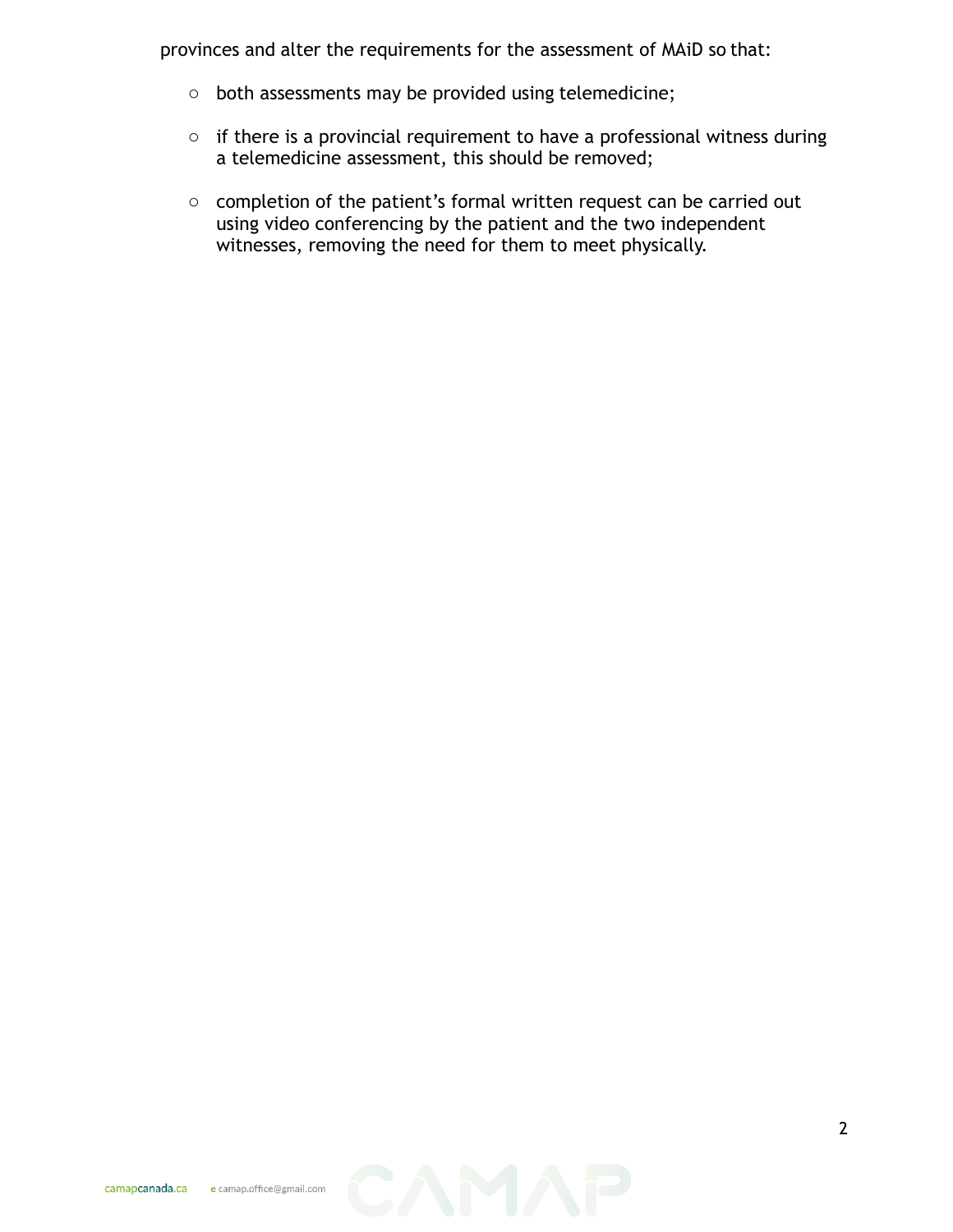provinces and alter the requirements for the assessment of MAiD so that:

- both assessments may be provided using telemedicine;
- if there is a provincial requirement to have a professional witness during a telemedicine assessment, this should be removed;
- completion of the patient's formal written request can be carried out using video conferencing by the patient and the two independent witnesses, removing the need for them to meet physically.